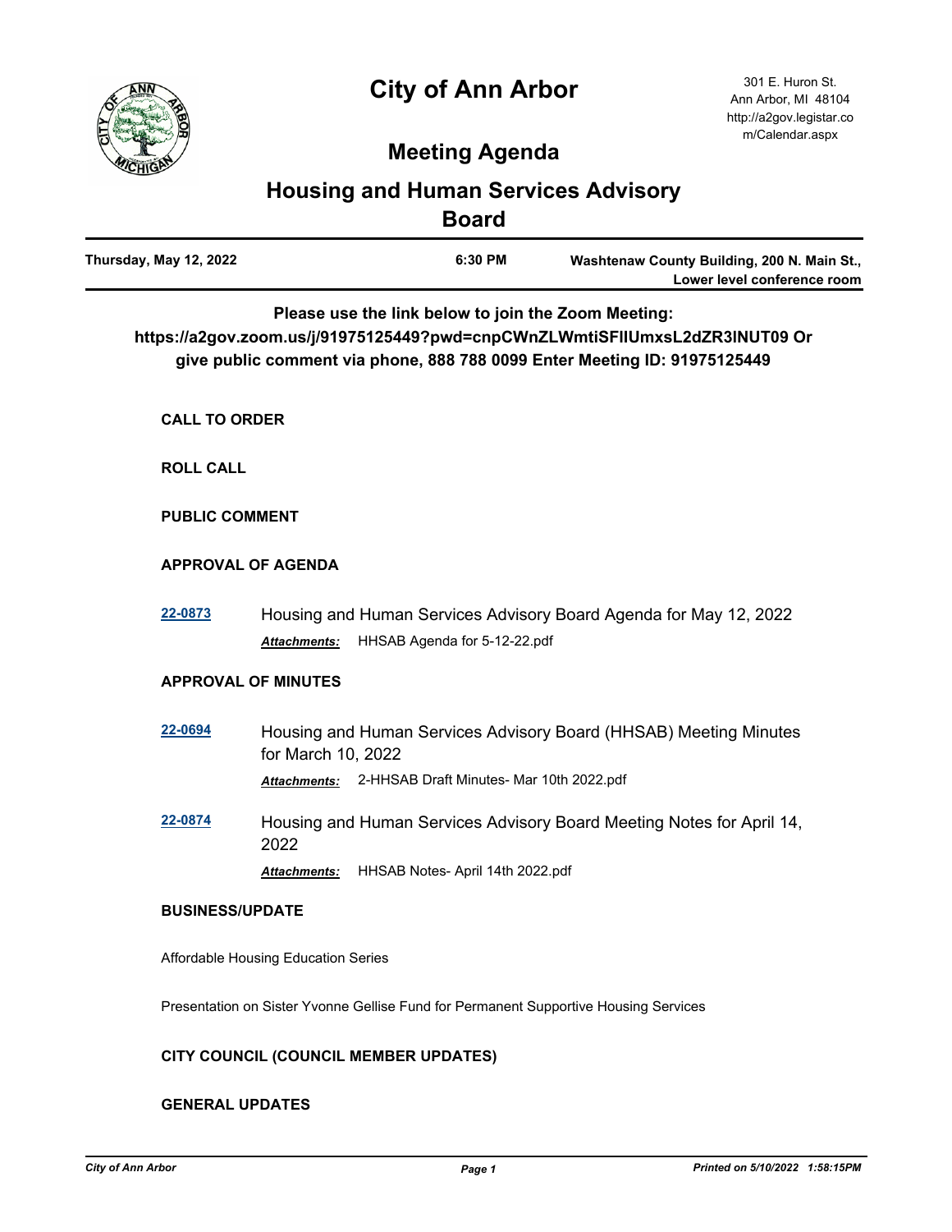# City of Ann Arbor

301 E. Huron St.
Ann Arbor, MI 48104
http://a2gov.legistar.com/Calendar.aspx

## Meeting Agenda

## Housing and Human Services Advisory Board

| Thursday, May 12, 2022 | 6:30 PM | Washtenaw County Building, 200 N. Main St., Lower level conference room |
|---|---|---|

**Please use the link below to join the Zoom Meeting: https://a2gov.zoom.us/j/91975125449?pwd=cnpCWnZLWmtiSFlIUmxsL2dZR3lNUT09 Or give public comment via phone, 888 788 0099 Enter Meeting ID: 91975125449**

### CALL TO ORDER

### ROLL CALL

### PUBLIC COMMENT

### APPROVAL OF AGENDA

**22-0873** Housing and Human Services Advisory Board Agenda for May 12, 2022

***Attachments:*** HHSAB Agenda for 5-12-22.pdf

### APPROVAL OF MINUTES

**22-0694** Housing and Human Services Advisory Board (HHSAB) Meeting Minutes for March 10, 2022

***Attachments:*** 2-HHSAB Draft Minutes- Mar 10th 2022.pdf

**22-0874** Housing and Human Services Advisory Board Meeting Notes for April 14, 2022

***Attachments:*** HHSAB Notes- April 14th 2022.pdf

### BUSINESS/UPDATE

Affordable Housing Education Series

Presentation on Sister Yvonne Gellise Fund for Permanent Supportive Housing Services

### CITY COUNCIL (COUNCIL MEMBER UPDATES)

### GENERAL UPDATES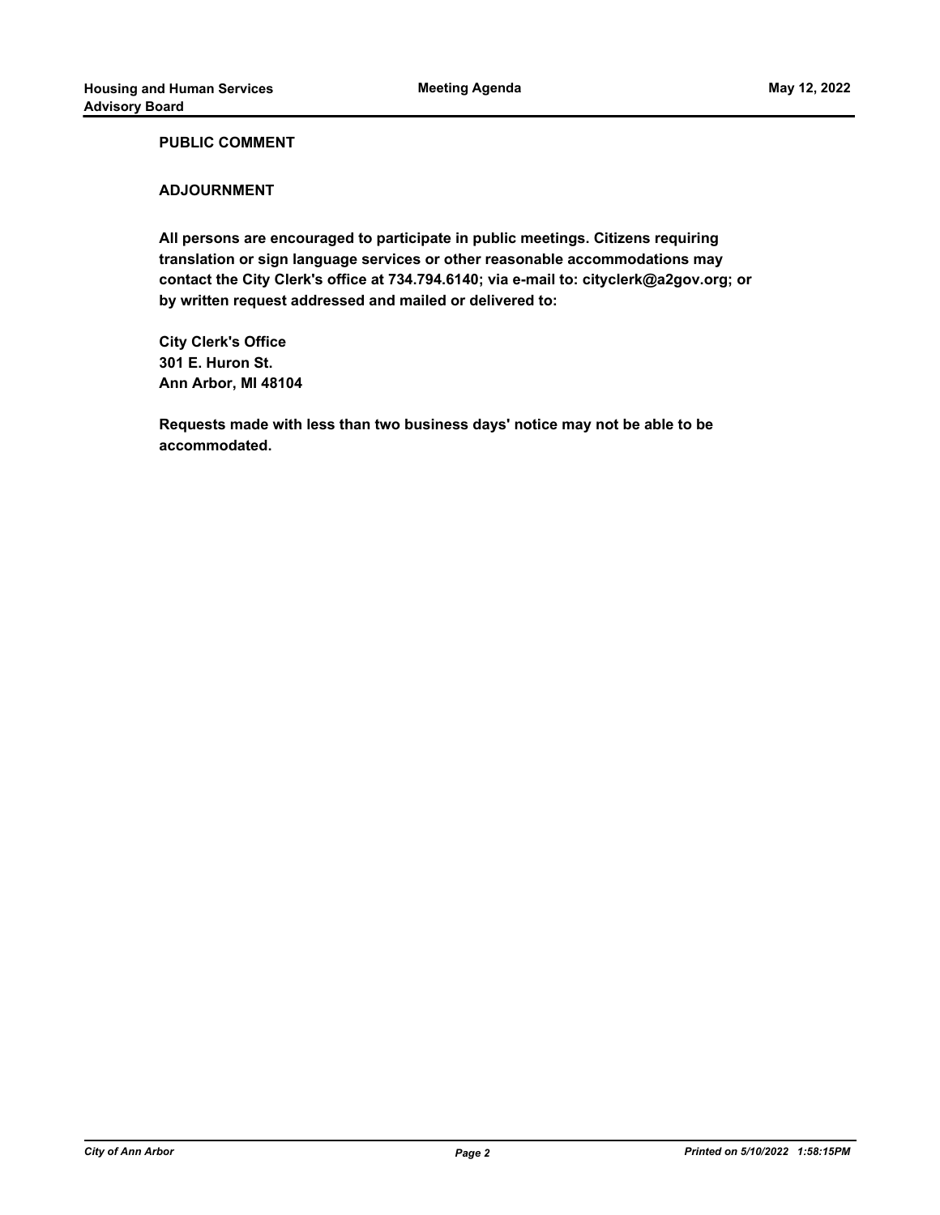**PUBLIC COMMENT**

**ADJOURNMENT**

**All persons are encouraged to participate in public meetings. Citizens requiring translation or sign language services or other reasonable accommodations may contact the City Clerk's office at 734.794.6140; via e-mail to: cityclerk@a2gov.org; or by written request addressed and mailed or delivered to:**

**City Clerk's Office**
**301 E. Huron St.**
**Ann Arbor, MI 48104**

**Requests made with less than two business days' notice may not be able to be accommodated.**